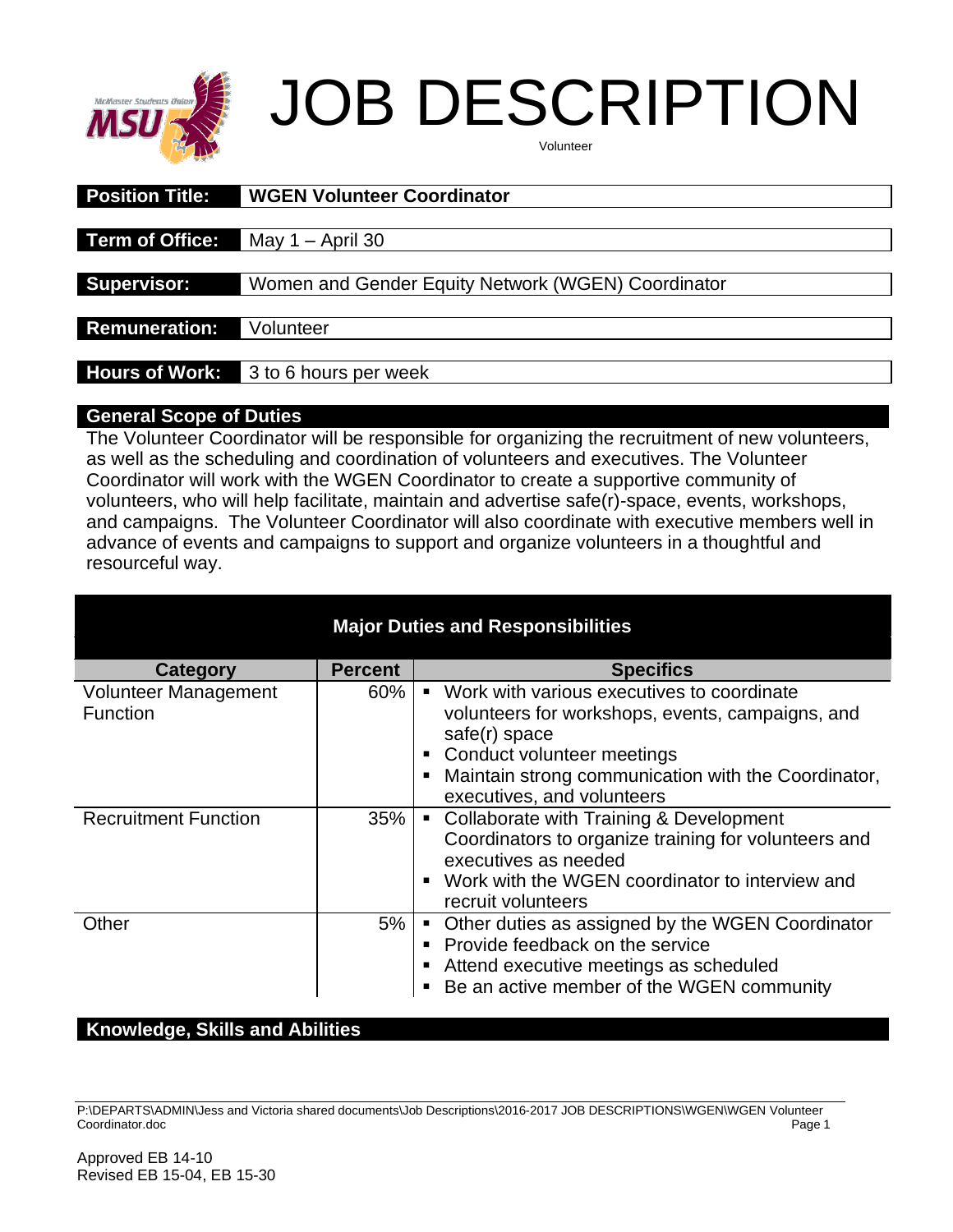# JOB DESCRIPTION

Volunteer

| | |
|---|---|
| **Position Title:** | **WGEN Volunteer Coordinator** |
| **Term of Office:** | May 1 – April 30 |
| **Supervisor:** | Women and Gender Equity Network (WGEN) Coordinator |
| **Remuneration:** | Volunteer |
| **Hours of Work:** | 3 to 6 hours per week |

## General Scope of Duties

The Volunteer Coordinator will be responsible for organizing the recruitment of new volunteers, as well as the scheduling and coordination of volunteers and executives. The Volunteer Coordinator will work with the WGEN Coordinator to create a supportive community of volunteers, who will help facilitate, maintain and advertise safe(r)-space, events, workshops, and campaigns. The Volunteer Coordinator will also coordinate with executive members well in advance of events and campaigns to support and organize volunteers in a thoughtful and resourceful way.

## Major Duties and Responsibilities

| Category | Percent | Specifics |
|---|---|---|
| Volunteer Management Function | 60% | ▪ Work with various executives to coordinate volunteers for workshops, events, campaigns, and safe(r) space<br>▪ Conduct volunteer meetings<br>▪ Maintain strong communication with the Coordinator, executives, and volunteers |
| Recruitment Function | 35% | ▪ Collaborate with Training & Development Coordinators to organize training for volunteers and executives as needed<br>▪ Work with the WGEN coordinator to interview and recruit volunteers |
| Other | 5% | ▪ Other duties as assigned by the WGEN Coordinator<br>▪ Provide feedback on the service<br>▪ Attend executive meetings as scheduled<br>▪ Be an active member of the WGEN community |

## Knowledge, Skills and Abilities

Approved EB 14-10
Revised EB 15-04, EB 15-30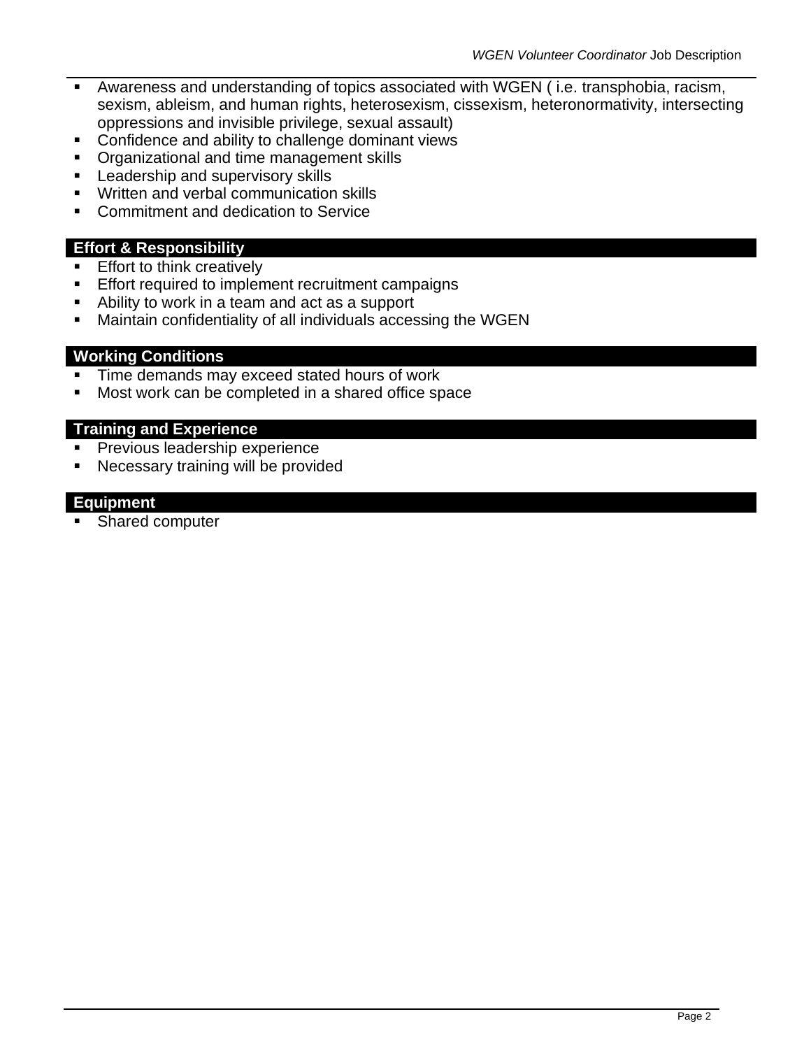- Awareness and understanding of topics associated with WGEN ( i.e. transphobia, racism, sexism, ableism, and human rights, heterosexism, cissexism, heteronormativity, intersecting oppressions and invisible privilege, sexual assault)
- Confidence and ability to challenge dominant views
- Organizational and time management skills
- Leadership and supervisory skills
- Written and verbal communication skills
- Commitment and dedication to Service

## Effort & Responsibility

- Effort to think creatively
- Effort required to implement recruitment campaigns
- Ability to work in a team and act as a support
- Maintain confidentiality of all individuals accessing the WGEN

## Working Conditions

- Time demands may exceed stated hours of work
- Most work can be completed in a shared office space

## Training and Experience

- Previous leadership experience
- Necessary training will be provided

## Equipment

- Shared computer